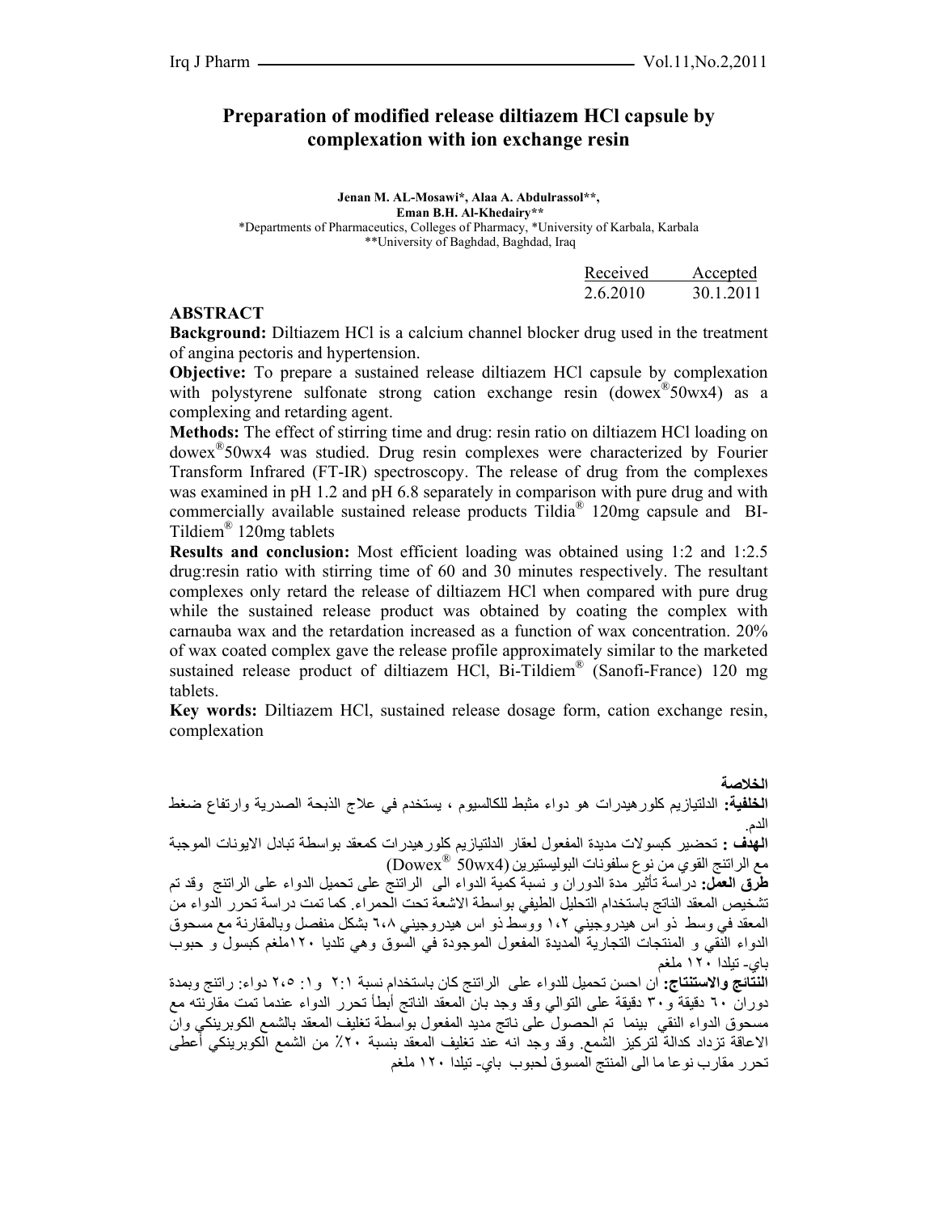# Preparation of modified release diltiazem HCl capsule by complexation with ion exchange resin

**Jenan M. AL-Mosawi*, Alaa A. Abdulrassol**, Eman B.H. Al-Khedairy****

*Departments of Pharmaceutics, Colleges of Pharmacy, *University of Karbala, Karbala
**University of Baghdad, Baghdad, Iraq

| Received | Accepted |
|---|---|
| 2.6.2010 | 30.1.2011 |

## ABSTRACT

**Background:** Diltiazem HCl is a calcium channel blocker drug used in the treatment of angina pectoris and hypertension.

**Objective:** To prepare a sustained release diltiazem HCl capsule by complexation with polystyrene sulfonate strong cation exchange resin (dowex®50wx4) as a complexing and retarding agent.

**Methods:** The effect of stirring time and drug: resin ratio on diltiazem HCl loading on dowex®50wx4 was studied. Drug resin complexes were characterized by Fourier Transform Infrared (FT-IR) spectroscopy. The release of drug from the complexes was examined in pH 1.2 and pH 6.8 separately in comparison with pure drug and with commercially available sustained release products Tildia® 120mg capsule and BI-Tildiem® 120mg tablets

**Results and conclusion:** Most efficient loading was obtained using 1:2 and 1:2.5 drug:resin ratio with stirring time of 60 and 30 minutes respectively. The resultant complexes only retard the release of diltiazem HCl when compared with pure drug while the sustained release product was obtained by coating the complex with carnauba wax and the retardation increased as a function of wax concentration. 20% of wax coated complex gave the release profile approximately similar to the marketed sustained release product of diltiazem HCl, Bi-Tildiem® (Sanofi-France) 120 mg tablets.

**Key words:** Diltiazem HCl, sustained release dosage form, cation exchange resin, complexation

## الخلاصة

**الخلفية:** الدلتيازيم كلورهيدرات هو دواء مثبط للكالسيوم ، يستخدم في علاج الذبحة الصدرية وارتفاع ضغط الدم.

**الهدف :** تحضير كبسولات مديدة المفعول لعقار الدلتيازيم كلورهيدرات كمعقد بواسطة تبادل الايونات الموجبة مع الراتنج القوي من نوع سلفونات البوليستيرين (Dowex® 50wx4)

**طرق العمل:** دراسة تأثير مدة الدوران و نسبة كمية الدواء الى الراتنج على تحميل الدواء على الراتنج وقد تم تشخيص المعقد الناتج باستخدام التحليل الطيفي بواسطة الاشعة تحت الحمراء. كما تمت دراسة تحرر الدواء من المعقد في وسط ذو اس هيدروجيني ١،٢ ووسط ذو اس هيدروجيني ٦،٨ بشكل منفصل وبالمقارنة مع مسحوق الدواء النقي و المنتجات التجارية المديدة المفعول الموجودة في السوق وهي تلديا ١٢٠ملغم كبسول و حبوب باي- تيلدا ١٢٠ ملغم

**النتائج والاستنتاج:** ان احسن تحميل للدواء على الراتنج كان باستخدام نسبة ١:٢ و١: ٢،٥ دواء: راتنج وبمدة دوران ٦٠ دقيقة و٣٠ دقيقة على التوالي وقد وجد بان المعقد الناتج أبطأ تحرر الدواء عندما تمت مقارنته مع مسحوق الدواء النقي بينما تم الحصول على ناتج مديد المفعول بواسطة تغليف المعقد بالشمع الكوبرينكي وان الاعاقة تزداد كدالة لتركيز الشمع. وقد وجد انه عند تغليف المعقد بنسبة ٢٠٪ من الشمع الكوبرينكي أعطى تحرر مقارب نوعا ما الى المنتج المسوق لحبوب باي- تيلدا ١٢٠ ملغم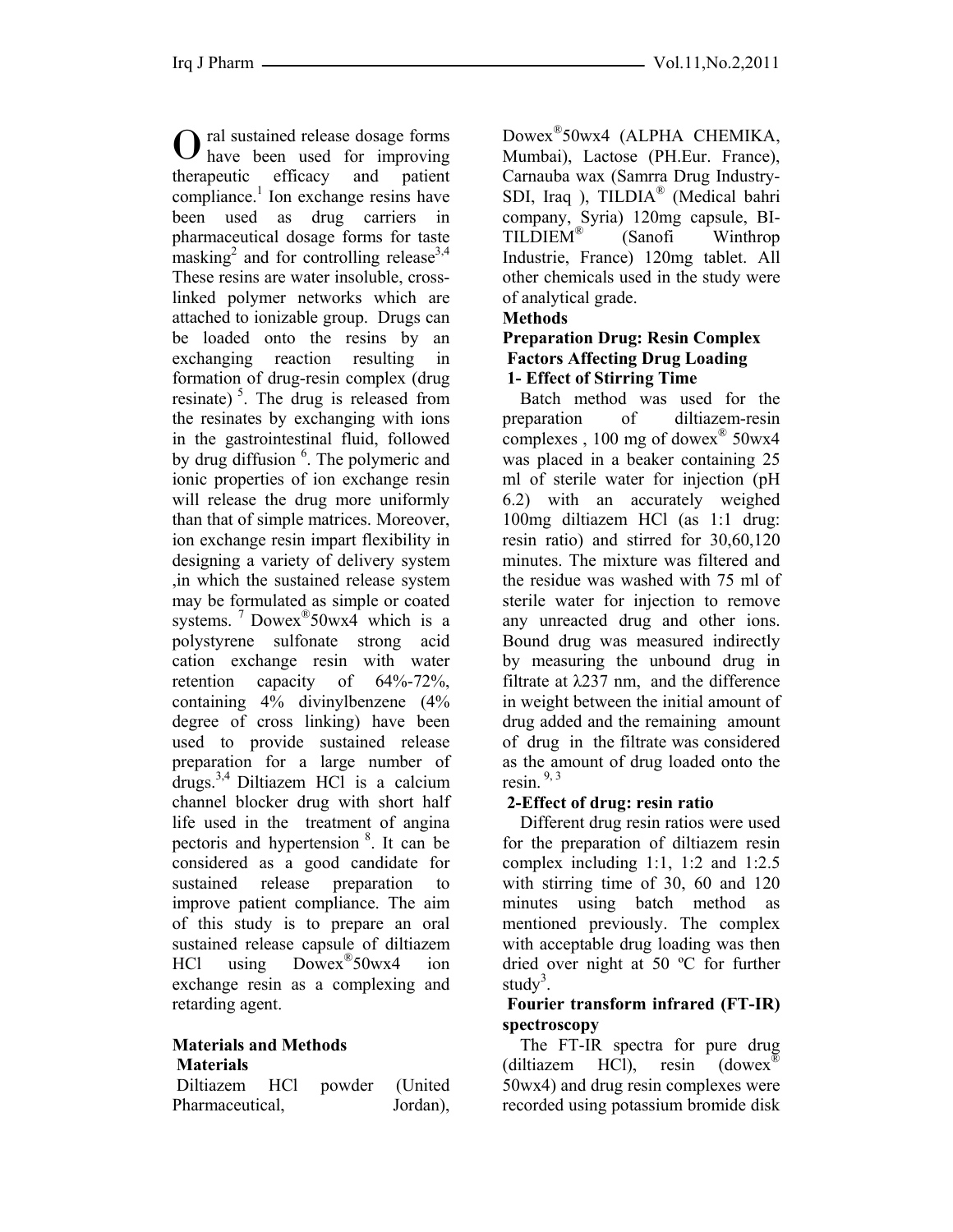Oral sustained release dosage forms have been used for improving therapeutic efficacy and patient compliance.[1] Ion exchange resins have been used as drug carriers in pharmaceutical dosage forms for taste masking[2] and for controlling release[3,4] These resins are water insoluble, cross-linked polymer networks which are attached to ionizable group. Drugs can be loaded onto the resins by an exchanging reaction resulting in formation of drug-resin complex (drug resinate) [5]. The drug is released from the resinates by exchanging with ions in the gastrointestinal fluid, followed by drug diffusion [6]. The polymeric and ionic properties of ion exchange resin will release the drug more uniformly than that of simple matrices. Moreover, ion exchange resin impart flexibility in designing a variety of delivery system ,in which the sustained release system may be formulated as simple or coated systems. [7] Dowex®50wx4 which is a polystyrene sulfonate strong acid cation exchange resin with water retention capacity of 64%-72%, containing 4% divinylbenzene (4% degree of cross linking) have been used to provide sustained release preparation for a large number of drugs.[3,4] Diltiazem HCl is a calcium channel blocker drug with short half life used in the treatment of angina pectoris and hypertension [8]. It can be considered as a good candidate for sustained release preparation to improve patient compliance. The aim of this study is to prepare an oral sustained release capsule of diltiazem HCl using Dowex®50wx4 ion exchange resin as a complexing and retarding agent.

## Materials and Methods

### Materials

Diltiazem HCl powder (United Pharmaceutical, Jordan), Dowex®50wx4 (ALPHA CHEMIKA, Mumbai), Lactose (PH.Eur. France), Carnauba wax (Samrra Drug Industry-SDI, Iraq ), TILDIA® (Medical bahri company, Syria) 120mg capsule, BI-TILDIEM® (Sanofi Winthrop Industrie, France) 120mg tablet. All other chemicals used in the study were of analytical grade.

### Methods

#### Preparation Drug: Resin Complex

#### Factors Affecting Drug Loading

**1- Effect of Stirring Time**

Batch method was used for the preparation of diltiazem-resin complexes , 100 mg of dowex® 50wx4 was placed in a beaker containing 25 ml of sterile water for injection (pH 6.2) with an accurately weighed 100mg diltiazem HCl (as 1:1 drug: resin ratio) and stirred for 30,60,120 minutes. The mixture was filtered and the residue was washed with 75 ml of sterile water for injection to remove any unreacted drug and other ions. Bound drug was measured indirectly by measuring the unbound drug in filtrate at λ237 nm, and the difference in weight between the initial amount of drug added and the remaining amount of drug in the filtrate was considered as the amount of drug loaded onto the resin. [9, 3]

**2-Effect of drug: resin ratio**

Different drug resin ratios were used for the preparation of diltiazem resin complex including 1:1, 1:2 and 1:2.5 with stirring time of 30, 60 and 120 minutes using batch method as mentioned previously. The complex with acceptable drug loading was then dried over night at 50 ºC for further study[3].

#### Fourier transform infrared (FT-IR) spectroscopy

The FT-IR spectra for pure drug (diltiazem HCl), resin (dowex® 50wx4) and drug resin complexes were recorded using potassium bromide disk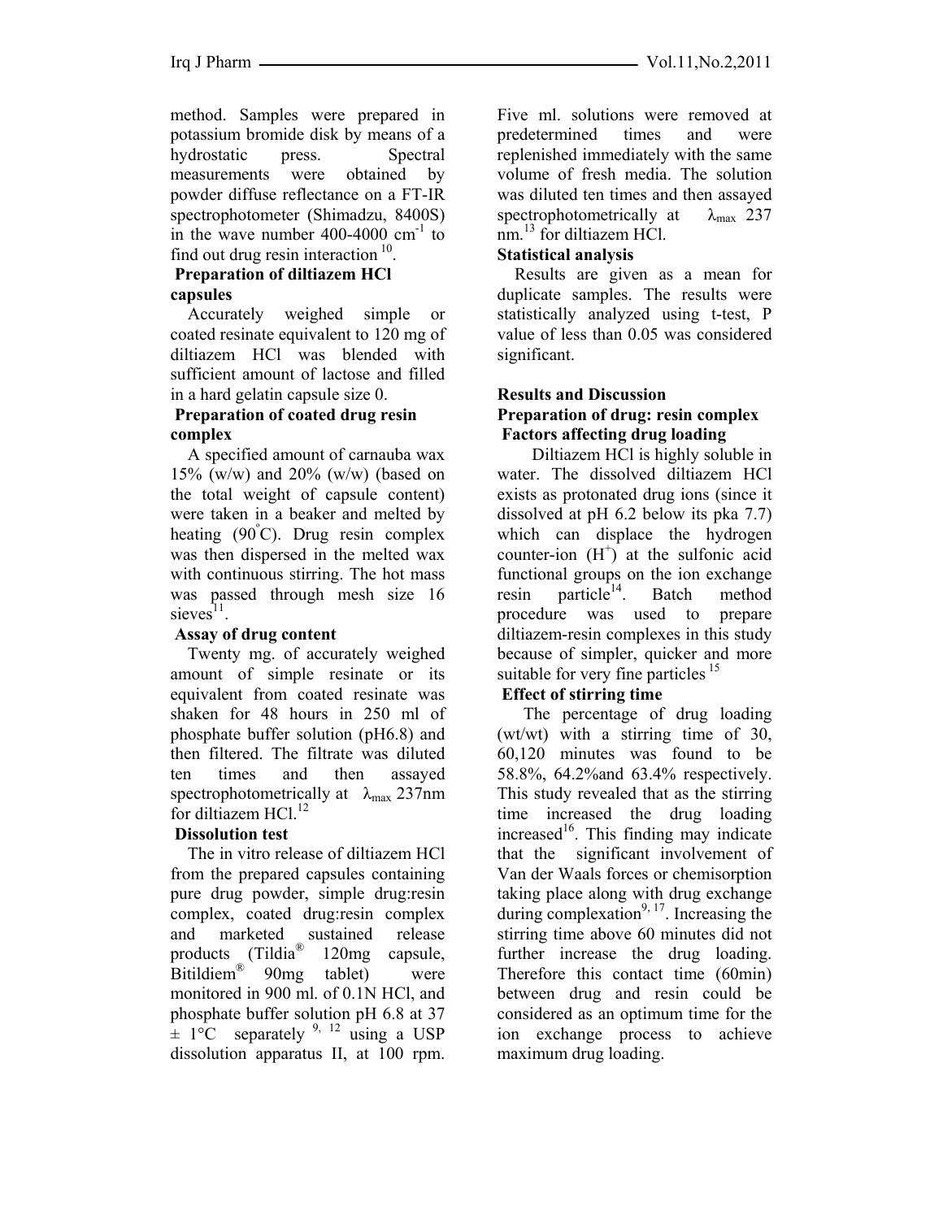method. Samples were prepared in potassium bromide disk by means of a hydrostatic press. Spectral measurements were obtained by powder diffuse reflectance on a FT-IR spectrophotometer (Shimadzu, 8400S) in the wave number 400-4000 $cm^{-1}$ to find out drug resin interaction [10].

**Preparation of diltiazem HCl capsules**

Accurately weighed simple or coated resinate equivalent to 120 mg of diltiazem HCl was blended with sufficient amount of lactose and filled in a hard gelatin capsule size 0.

**Preparation of coated drug resin complex**

A specified amount of carnauba wax 15% (w/w) and 20% (w/w) (based on the total weight of capsule content) were taken in a beaker and melted by heating (90°C). Drug resin complex was then dispersed in the melted wax with continuous stirring. The hot mass was passed through mesh size 16 sieves[11].

**Assay of drug content**

Twenty mg. of accurately weighed amount of simple resinate or its equivalent from coated resinate was shaken for 48 hours in 250 ml of phosphate buffer solution (pH6.8) and then filtered. The filtrate was diluted ten times and then assayed spectrophotometrically at $\lambda_{max}$ 237nm for diltiazem HCl.[12]

**Dissolution test**

The in vitro release of diltiazem HCl from the prepared capsules containing pure drug powder, simple drug:resin complex, coated drug:resin complex and marketed sustained release products (Tildia® 120mg capsule, Bitildiem® 90mg tablet) were monitored in 900 ml. of 0.1N HCl, and phosphate buffer solution pH 6.8 at 37 ± 1°C separately [9, 12] using a USP dissolution apparatus II, at 100 rpm. Five ml. solutions were removed at predetermined times and were replenished immediately with the same volume of fresh media. The solution was diluted ten times and then assayed spectrophotometrically at $\lambda_{max}$ 237 nm.[13] for diltiazem HCl.

**Statistical analysis**

Results are given as a mean for duplicate samples. The results were statistically analyzed using t-test, P value of less than 0.05 was considered significant.

## Results and Discussion

### Preparation of drug: resin complex

**Factors affecting drug loading**

Diltiazem HCl is highly soluble in water. The dissolved diltiazem HCl exists as protonated drug ions (since it dissolved at pH 6.2 below its pka 7.7) which can displace the hydrogen counter-ion ($H^+$) at the sulfonic acid functional groups on the ion exchange resin particle[14]. Batch method procedure was used to prepare diltiazem-resin complexes in this study because of simpler, quicker and more suitable for very fine particles [15]

**Effect of stirring time**

The percentage of drug loading (wt/wt) with a stirring time of 30, 60,120 minutes was found to be 58.8%, 64.2%and 63.4% respectively. This study revealed that as the stirring time increased the drug loading increased[16]. This finding may indicate that the significant involvement of Van der Waals forces or chemisorption taking place along with drug exchange during complexation[9, 17]. Increasing the stirring time above 60 minutes did not further increase the drug loading. Therefore this contact time (60min) between drug and resin could be considered as an optimum time for the ion exchange process to achieve maximum drug loading.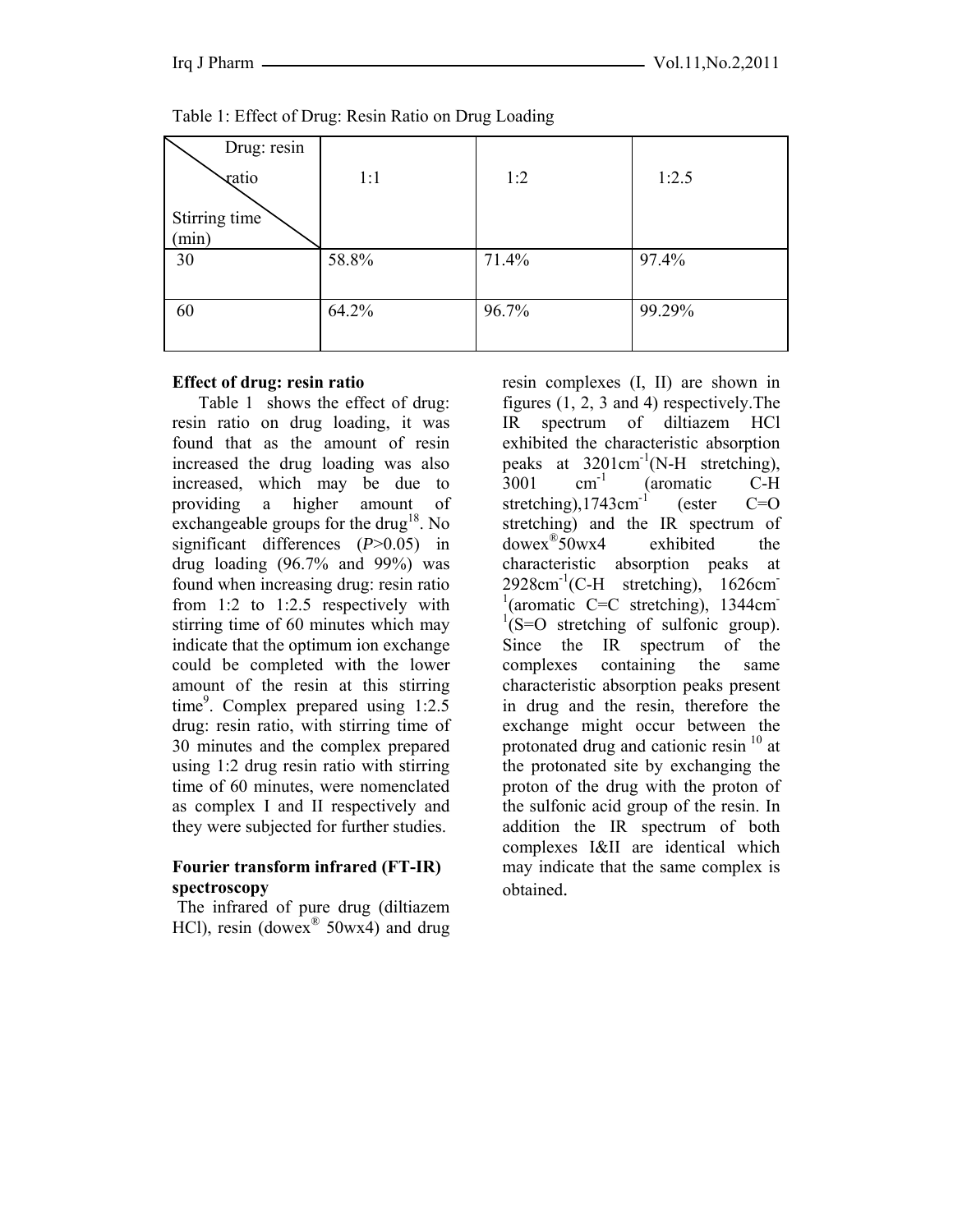Table 1: Effect of Drug: Resin Ratio on Drug Loading

| Stirring time (min) \ Drug: resin ratio | 1:1 | 1:2 | 1:2.5 |
|---|---|---|---|
| 30 | 58.8% | 71.4% | 97.4% |
| 60 | 64.2% | 96.7% | 99.29% |

**Effect of drug: resin ratio**

Table 1 shows the effect of drug: resin ratio on drug loading, it was found that as the amount of resin increased the drug loading was also increased, which may be due to providing a higher amount of exchangeable groups for the drug[18]. No significant differences ($P$>0.05) in drug loading (96.7% and 99%) was found when increasing drug: resin ratio from 1:2 to 1:2.5 respectively with stirring time of 60 minutes which may indicate that the optimum ion exchange could be completed with the lower amount of the resin at this stirring time[9]. Complex prepared using 1:2.5 drug: resin ratio, with stirring time of 30 minutes and the complex prepared using 1:2 drug resin ratio with stirring time of 60 minutes, were nomenclated as complex I and II respectively and they were subjected for further studies.

**Fourier transform infrared (FT-IR) spectroscopy**

The infrared of pure drug (diltiazem HCl), resin (dowex® 50wx4) and drug resin complexes (I, II) are shown in figures (1, 2, 3 and 4) respectively.The IR spectrum of diltiazem HCl exhibited the characteristic absorption peaks at 3201cm$^{-1}$(N-H stretching), 3001 cm$^{-1}$ (aromatic C-H stretching),1743cm$^{-1}$ (ester C=O stretching) and the IR spectrum of dowex®50wx4 exhibited the characteristic absorption peaks at 2928cm$^{-1}$(C-H stretching), 1626cm$^{-1}$(aromatic C=C stretching), 1344cm$^{-1}$(S=O stretching of sulfonic group). Since the IR spectrum of the complexes containing the same characteristic absorption peaks present in drug and the resin, therefore the exchange might occur between the protonated drug and cationic resin [10] at the protonated site by exchanging the proton of the drug with the proton of the sulfonic acid group of the resin. In addition the IR spectrum of both complexes I&II are identical which may indicate that the same complex is obtained.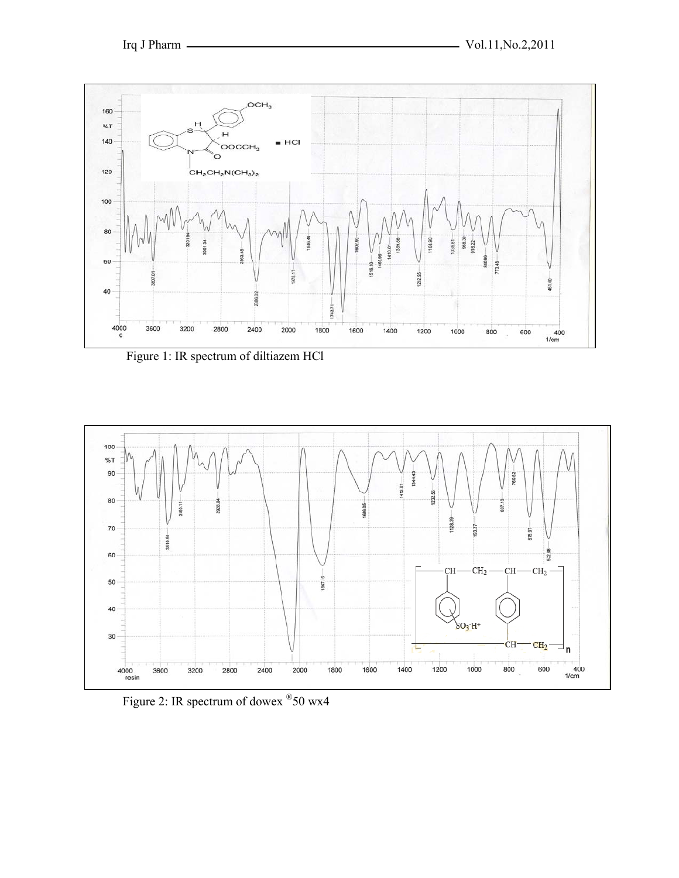Figure 1: IR spectrum of diltiazem HCl

Figure 2: IR spectrum of dowex ®50 wx4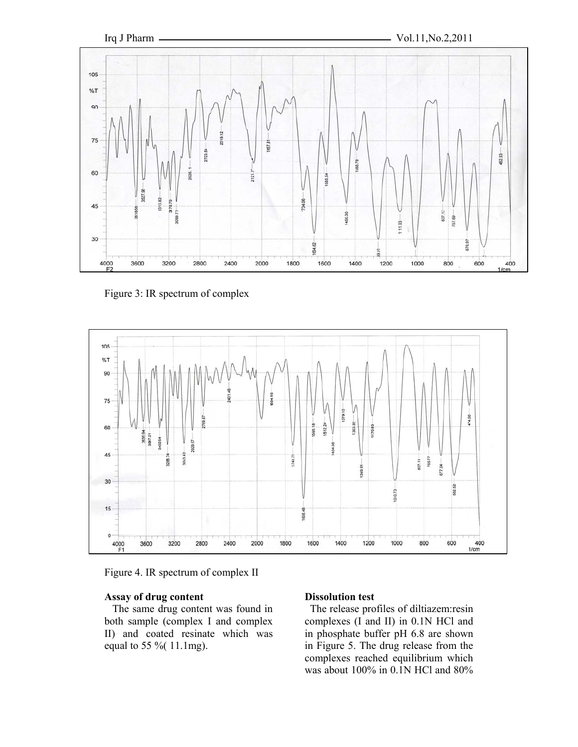Figure 3: IR spectrum of complex

Figure 4. IR spectrum of complex II

**Assay of drug content**

The same drug content was found in both sample (complex I and complex II) and coated resinate which was equal to 55 %( 11.1mg).

**Dissolution test**

The release profiles of diltiazem:resin complexes (I and II) in 0.1N HCl and in phosphate buffer pH 6.8 are shown in Figure 5. The drug release from the complexes reached equilibrium which was about 100% in 0.1N HCl and 80%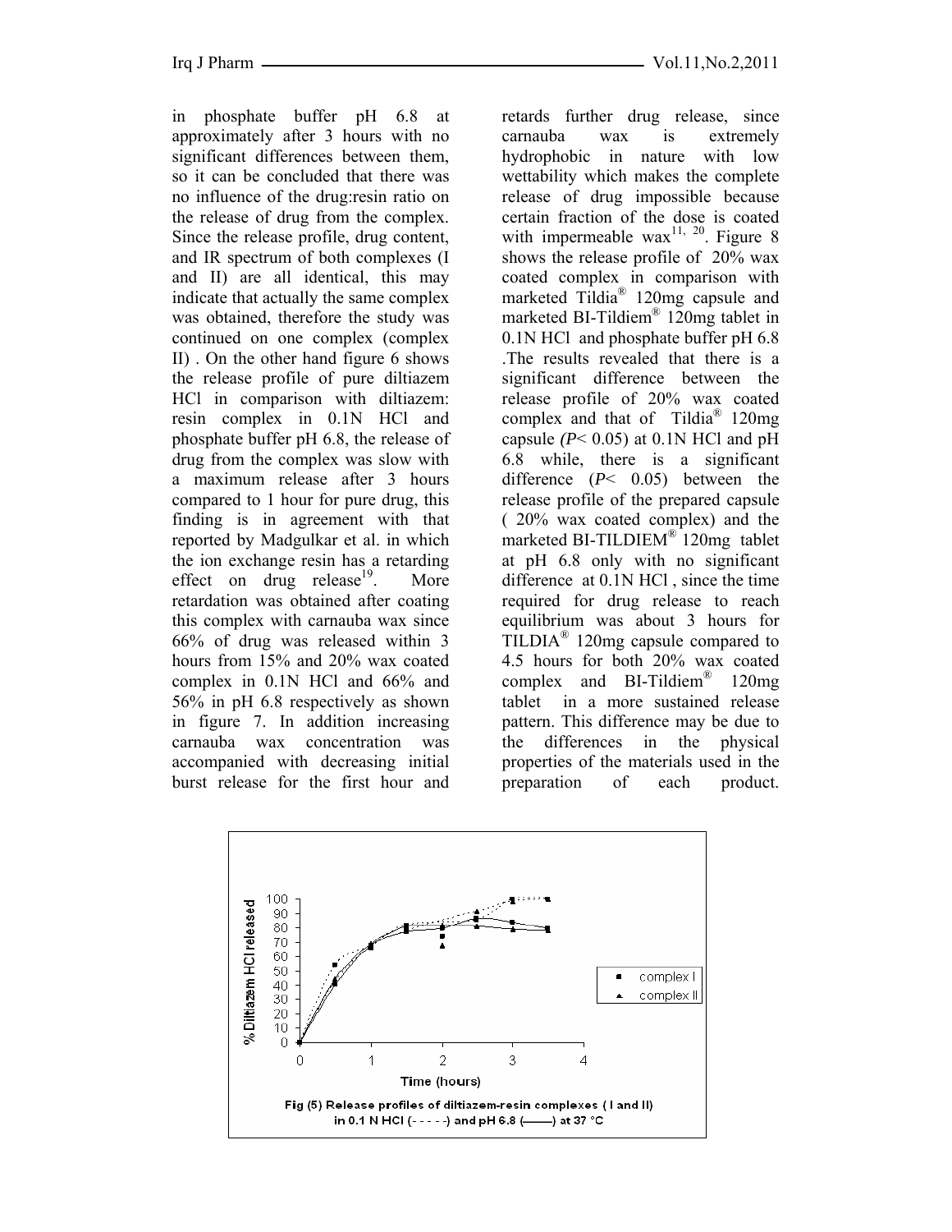in phosphate buffer pH 6.8 at approximately after 3 hours with no significant differences between them, so it can be concluded that there was no influence of the drug:resin ratio on the release of drug from the complex. Since the release profile, drug content, and IR spectrum of both complexes (I and II) are all identical, this may indicate that actually the same complex was obtained, therefore the study was continued on one complex (complex II) . On the other hand figure 6 shows the release profile of pure diltiazem HCl in comparison with diltiazem: resin complex in 0.1N HCl and phosphate buffer pH 6.8, the release of drug from the complex was slow with a maximum release after 3 hours compared to 1 hour for pure drug, this finding is in agreement with that reported by Madgulkar et al. in which the ion exchange resin has a retarding effect on drug release[19]. More retardation was obtained after coating this complex with carnauba wax since 66% of drug was released within 3 hours from 15% and 20% wax coated complex in 0.1N HCl and 66% and 56% in pH 6.8 respectively as shown in figure 7. In addition increasing carnauba wax concentration was accompanied with decreasing initial burst release for the first hour and retards further drug release, since carnauba wax is extremely hydrophobic in nature with low wettability which makes the complete release of drug impossible because certain fraction of the dose is coated with impermeable wax[11, 20]. Figure 8 shows the release profile of 20% wax coated complex in comparison with marketed Tildia® 120mg capsule and marketed BI-Tildiem® 120mg tablet in 0.1N HCl and phosphate buffer pH 6.8 .The results revealed that there is a significant difference between the release profile of 20% wax coated complex and that of Tildia® 120mg capsule *(P*< 0.05) at 0.1N HCl and pH 6.8 while, there is a significant difference (*P*< 0.05) between the release profile of the prepared capsule ( 20% wax coated complex) and the marketed BI-TILDIEM® 120mg tablet at pH 6.8 only with no significant difference at 0.1N HCl , since the time required for drug release to reach equilibrium was about 3 hours for TILDIA® 120mg capsule compared to 4.5 hours for both 20% wax coated complex and BI-Tildiem® 120mg tablet in a more sustained release pattern. This difference may be due to the differences in the physical properties of the materials used in the preparation of each product.

**Fig (5) Release profiles of diltiazem-resin complexes ( I and II) in 0.1 N HCl (- - - - -) and pH 6.8 (——) at 37 °C**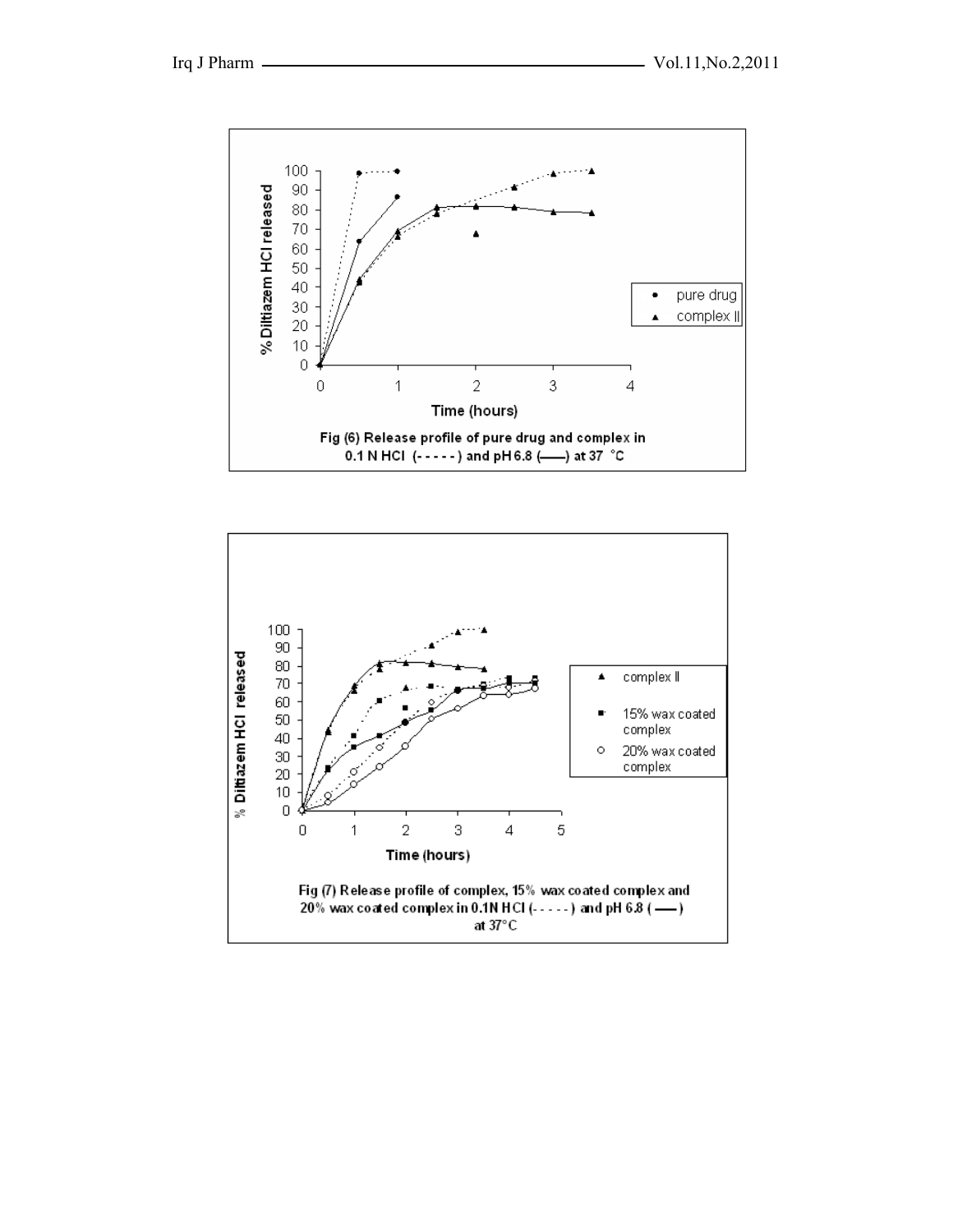Fig (6) Release profile of pure drug and complex in 0.1 N HCl (- - - - -) and pH 6.8 (——) at 37 °C

Fig (7) Release profile of complex, 15% wax coated complex and 20% wax coated complex in 0.1N HCl (- - - - -) and pH 6.8 (——) at 37°C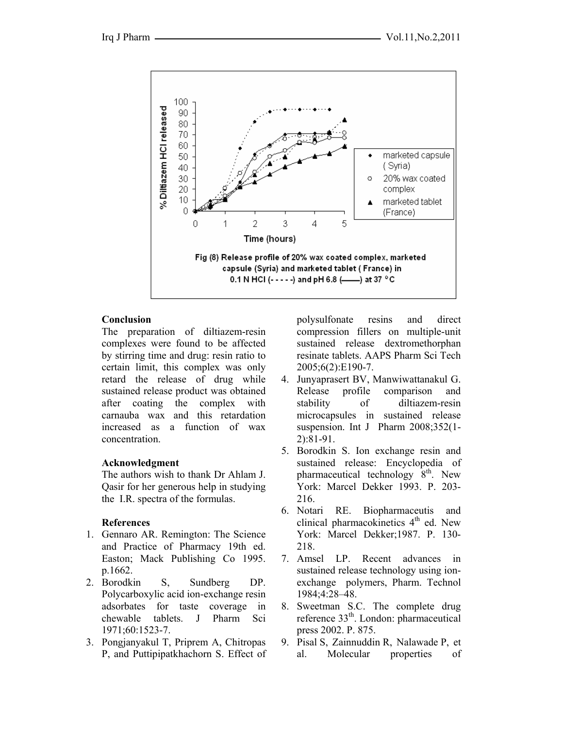Fig (8) Release profile of 20% wax coated complex, marketed capsule (Syria) and marketed tablet ( France) in 0.1 N HCl (- - - - -) and pH 6.8 (——) at 37 °C

## Conclusion

The preparation of diltiazem-resin complexes were found to be affected by stirring time and drug: resin ratio to certain limit, this complex was only retard the release of drug while sustained release product was obtained after coating the complex with carnauba wax and this retardation increased as a function of wax concentration.

## Acknowledgment

The authors wish to thank Dr Ahlam J. Qasir for her generous help in studying the I.R. spectra of the formulas.

## References

1. Gennaro AR. Remington: The Science and Practice of Pharmacy 19th ed. Easton; Mack Publishing Co 1995. p.1662.
2. Borodkin S, Sundberg DP. Polycarboxylic acid ion-exchange resin adsorbates for taste coverage in chewable tablets. J Pharm Sci 1971;60:1523-7.
3. Pongjanyakul T, Priprem A, Chitropas P, and Puttipipatkhachorn S. Effect of polysulfonate resins and direct compression fillers on multiple-unit sustained release dextromethorphan resinate tablets. AAPS Pharm Sci Tech 2005;6(2):E190-7.
4. Junyaprasert BV, Manwiwattanakul G. Release profile comparison and stability of diltiazem-resin microcapsules in sustained release suspension. Int J Pharm 2008;352(1-2):81-91.
5. Borodkin S. Ion exchange resin and sustained release: Encyclopedia of pharmaceutical technology 8th. New York: Marcel Dekker 1993. P. 203-216.
6. Notari RE. Biopharmaceutis and clinical pharmacokinetics 4th ed. New York: Marcel Dekker;1987. P. 130-218.
7. Amsel LP. Recent advances in sustained release technology using ion-exchange polymers, Pharm. Technol 1984;4:28–48.
8. Sweetman S.C. The complete drug reference 33th. London: pharmaceutical press 2002. P. 875.
9. Pisal S, Zainnuddin R, Nalawade P, et al. Molecular properties of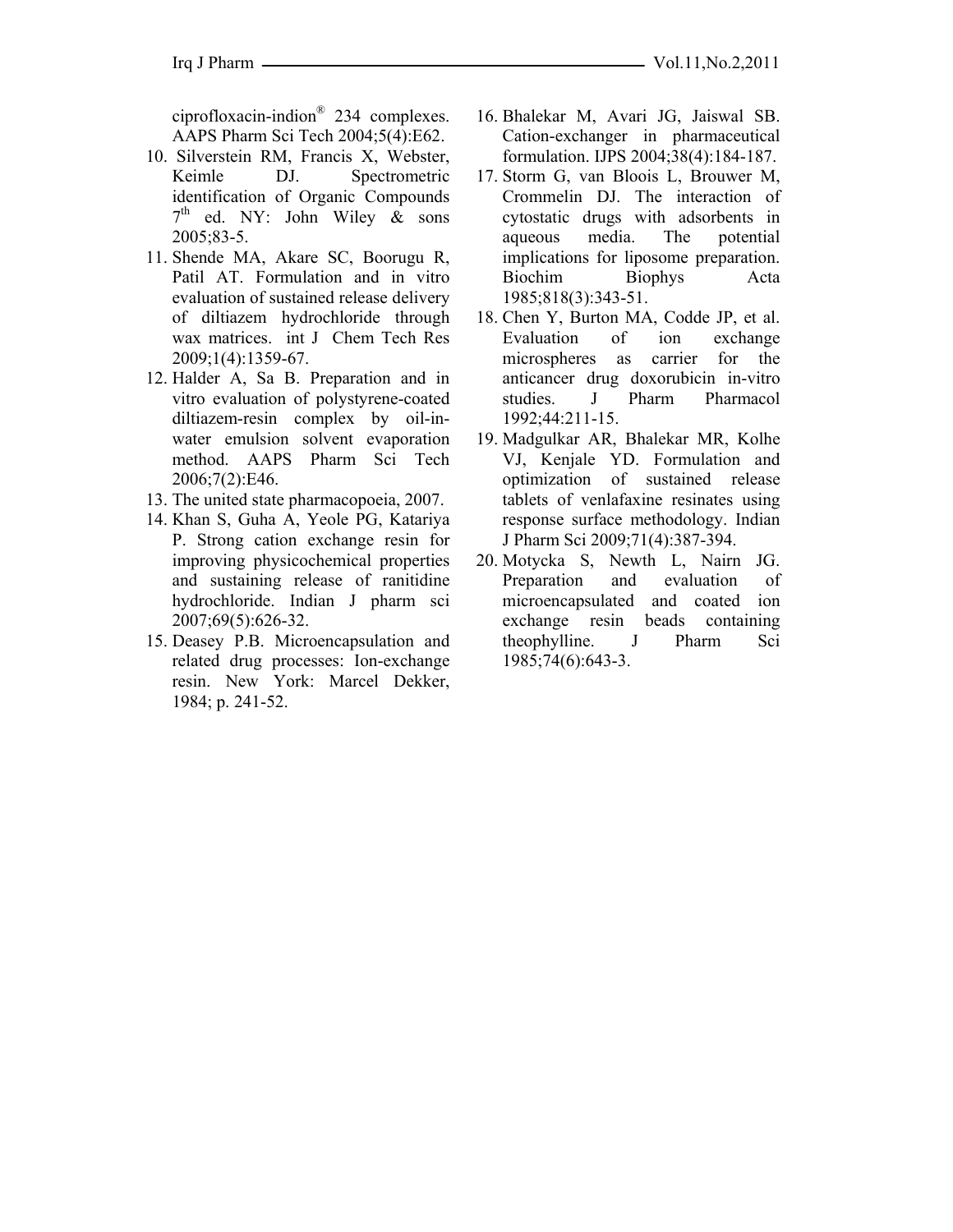ciprofloxacin-indion® 234 complexes. AAPS Pharm Sci Tech 2004;5(4):E62.

10. Silverstein RM, Francis X, Webster, Keimle DJ. Spectrometric identification of Organic Compounds 7th ed. NY: John Wiley & sons 2005;83-5.
11. Shende MA, Akare SC, Boorugu R, Patil AT. Formulation and in vitro evaluation of sustained release delivery of diltiazem hydrochloride through wax matrices. int J Chem Tech Res 2009;1(4):1359-67.
12. Halder A, Sa B. Preparation and in vitro evaluation of polystyrene-coated diltiazem-resin complex by oil-in-water emulsion solvent evaporation method. AAPS Pharm Sci Tech 2006;7(2):E46.
13. The united state pharmacopoeia, 2007.
14. Khan S, Guha A, Yeole PG, Katariya P. Strong cation exchange resin for improving physicochemical properties and sustaining release of ranitidine hydrochloride. Indian J pharm sci 2007;69(5):626-32.
15. Deasey P.B. Microencapsulation and related drug processes: Ion-exchange resin. New York: Marcel Dekker, 1984; p. 241-52.
16. Bhalekar M, Avari JG, Jaiswal SB. Cation-exchanger in pharmaceutical formulation. IJPS 2004;38(4):184-187.
17. Storm G, van Bloois L, Brouwer M, Crommelin DJ. The interaction of cytostatic drugs with adsorbents in aqueous media. The potential implications for liposome preparation. Biochim Biophys Acta 1985;818(3):343-51.
18. Chen Y, Burton MA, Codde JP, et al. Evaluation of ion exchange microspheres as carrier for the anticancer drug doxorubicin in-vitro studies. J Pharm Pharmacol 1992;44:211-15.
19. Madgulkar AR, Bhalekar MR, Kolhe VJ, Kenjale YD. Formulation and optimization of sustained release tablets of venlafaxine resinates using response surface methodology. Indian J Pharm Sci 2009;71(4):387-394.
20. Motycka S, Newth L, Nairn JG. Preparation and evaluation of microencapsulated and coated ion exchange resin beads containing theophylline. J Pharm Sci 1985;74(6):643-3.